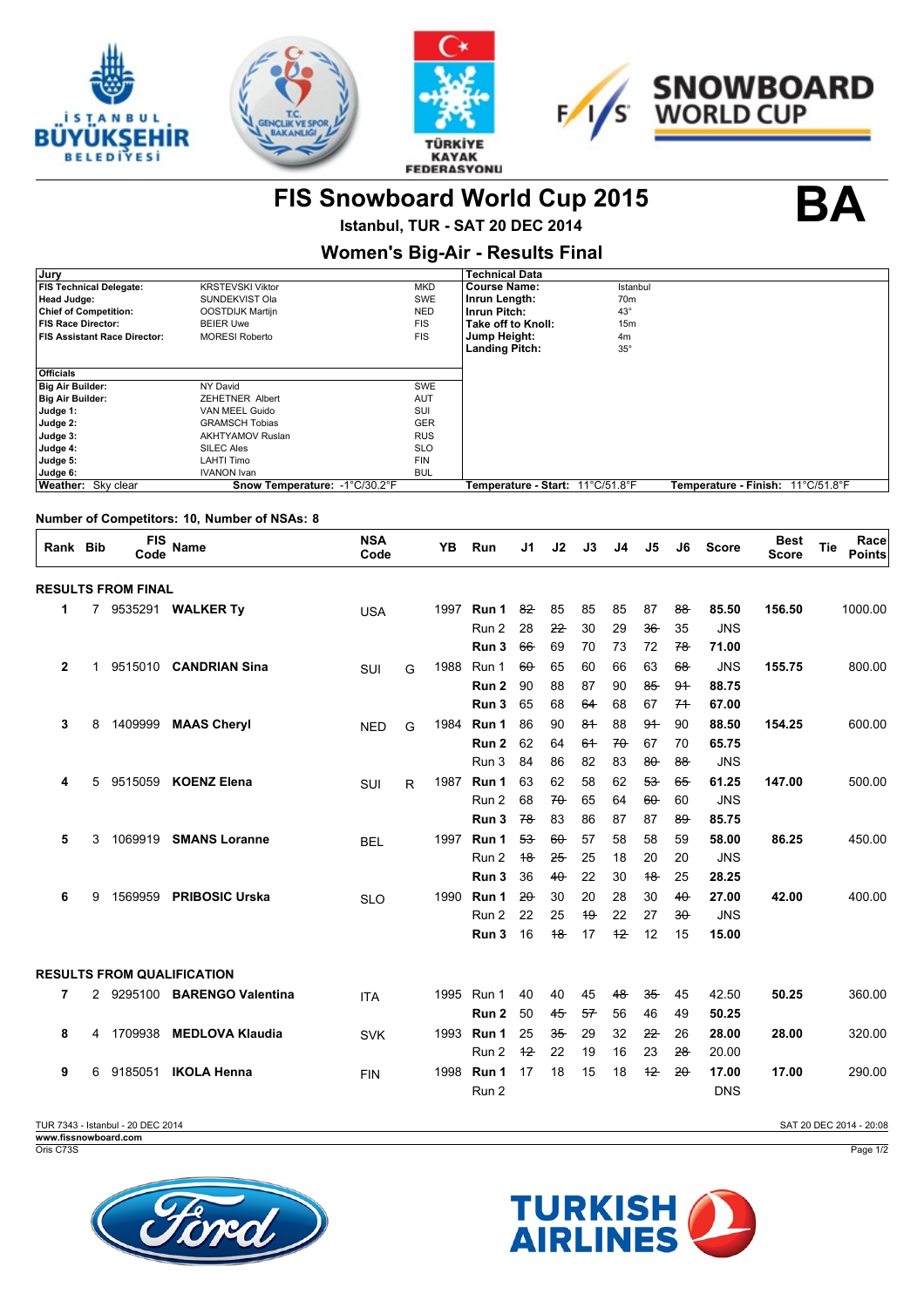# FIS Snowboard World Cup 2015

**BA**

**Istanbul, TUR - SAT 20 DEC 2014**

## Women's Big-Air - Results Final

| Jury | | |
|---|---|---|
| **FIS Technical Delegate:** | KRSTEVSKI Viktor | MKD |
| **Head Judge:** | SUNDEKVIST Ola | SWE |
| **Chief of Competition:** | OOSTDIJK Martijn | NED |
| **FIS Race Director:** | BEIER Uwe | FIS |
| **FIS Assistant Race Director:** | MORESI Roberto | FIS |

| Technical Data | |
|---|---|
| **Course Name:** | Istanbul |
| **Inrun Length:** | 70m |
| **Inrun Pitch:** | 43° |
| **Take off to Knoll:** | 15m |
| **Jump Height:** | 4m |
| **Landing Pitch:** | 35° |

| Officials | | |
|---|---|---|
| **Big Air Builder:** | NY David | SWE |
| **Big Air Builder:** | ZEHETNER Albert | AUT |
| **Judge 1:** | VAN MEEL Guido | SUI |
| **Judge 2:** | GRAMSCH Tobias | GER |
| **Judge 3:** | AKHTYAMOV Ruslan | RUS |
| **Judge 4:** | SILEC Ales | SLO |
| **Judge 5:** | LAHTI Timo | FIN |
| **Judge 6:** | IVANON Ivan | BUL |

**Weather:** Sky clear | **Snow Temperature:** -1°C/30.2°F | **Temperature - Start:** 11°C/51.8°F | **Temperature - Finish:** 11°C/51.8°F

**Number of Competitors: 10, Number of NSAs: 8**

| Rank | Bib | FIS Code | Name | NSA Code | | YB | Run | J1 | J2 | J3 | J4 | J5 | J6 | Score | Best Score | Tie | Race Points |
|---|---|---|---|---|---|---|---|---|---|---|---|---|---|---|---|---|---|
| **RESULTS FROM FINAL** | | | | | | | | | | | | | | | | | |
| **1** | 7 | 9535291 | **WALKER Ty** | USA | | 1997 | **Run 1** | ~~82~~ | 85 | 85 | 85 | 87 | ~~88~~ | **85.50** | **156.50** | | 1000.00 |
| | | | | | | | Run 2 | 28 | ~~22~~ | 30 | 29 | ~~36~~ | 35 | JNS | | | |
| | | | | | | | **Run 3** | ~~66~~ | 69 | 70 | 73 | 72 | ~~78~~ | **71.00** | | | |
| **2** | 1 | 9515010 | **CANDRIAN Sina** | SUI | G | 1988 | Run 1 | ~~60~~ | 65 | 60 | 66 | 63 | ~~68~~ | JNS | **155.75** | | 800.00 |
| | | | | | | | **Run 2** | 90 | 88 | 87 | 90 | ~~85~~ | ~~91~~ | **88.75** | | | |
| | | | | | | | **Run 3** | 65 | 68 | ~~64~~ | 68 | 67 | ~~71~~ | **67.00** | | | |
| **3** | 8 | 1409999 | **MAAS Cheryl** | NED | G | 1984 | **Run 1** | 86 | 90 | ~~81~~ | 88 | ~~91~~ | 90 | **88.50** | **154.25** | | 600.00 |
| | | | | | | | **Run 2** | 62 | 64 | ~~61~~ | ~~70~~ | 67 | 70 | **65.75** | | | |
| | | | | | | | Run 3 | 84 | 86 | 82 | 83 | ~~80~~ | ~~88~~ | JNS | | | |
| **4** | 5 | 9515059 | **KOENZ Elena** | SUI | R | 1987 | **Run 1** | 63 | 62 | 58 | 62 | ~~53~~ | ~~65~~ | **61.25** | **147.00** | | 500.00 |
| | | | | | | | Run 2 | 68 | ~~70~~ | 65 | 64 | ~~60~~ | 60 | JNS | | | |
| | | | | | | | **Run 3** | ~~78~~ | 83 | 86 | 87 | 87 | ~~89~~ | **85.75** | | | |
| **5** | 3 | 1069919 | **SMANS Loranne** | BEL | | 1997 | **Run 1** | ~~53~~ | ~~60~~ | 57 | 58 | 58 | 59 | **58.00** | **86.25** | | 450.00 |
| | | | | | | | Run 2 | ~~18~~ | ~~25~~ | 25 | 18 | 20 | 20 | JNS | | | |
| | | | | | | | **Run 3** | 36 | ~~40~~ | 22 | 30 | ~~18~~ | 25 | **28.25** | | | |
| **6** | 9 | 1569959 | **PRIBOSIC Urska** | SLO | | 1990 | **Run 1** | ~~20~~ | 30 | 20 | 28 | 30 | ~~40~~ | **27.00** | **42.00** | | 400.00 |
| | | | | | | | Run 2 | 22 | 25 | ~~19~~ | 22 | 27 | ~~30~~ | JNS | | | |
| | | | | | | | **Run 3** | 16 | ~~18~~ | 17 | ~~12~~ | 12 | 15 | **15.00** | | | |
| **RESULTS FROM QUALIFICATION** | | | | | | | | | | | | | | | | | |
| **7** | 2 | 9295100 | **BARENGO Valentina** | ITA | | 1995 | Run 1 | 40 | 40 | 45 | ~~48~~ | ~~35~~ | 45 | 42.50 | **50.25** | | 360.00 |
| | | | | | | | **Run 2** | 50 | ~~45~~ | ~~57~~ | 56 | 46 | 49 | **50.25** | | | |
| **8** | 4 | 1709938 | **MEDLOVA Klaudia** | SVK | | 1993 | **Run 1** | 25 | ~~35~~ | 29 | 32 | ~~22~~ | 26 | **28.00** | **28.00** | | 320.00 |
| | | | | | | | Run 2 | ~~12~~ | 22 | 19 | 16 | 23 | ~~28~~ | 20.00 | | | |
| **9** | 6 | 9185051 | **IKOLA Henna** | FIN | | 1998 | **Run 1** | 17 | 18 | 15 | 18 | ~~12~~ | ~~20~~ | **17.00** | **17.00** | | 290.00 |
| | | | | | | | Run 2 | | | | | | | DNS | | | |

TUR 7343 - Istanbul - 20 DEC 2014 | SAT 20 DEC 2014 - 20:08

www.fissnowboard.com

Oris C73S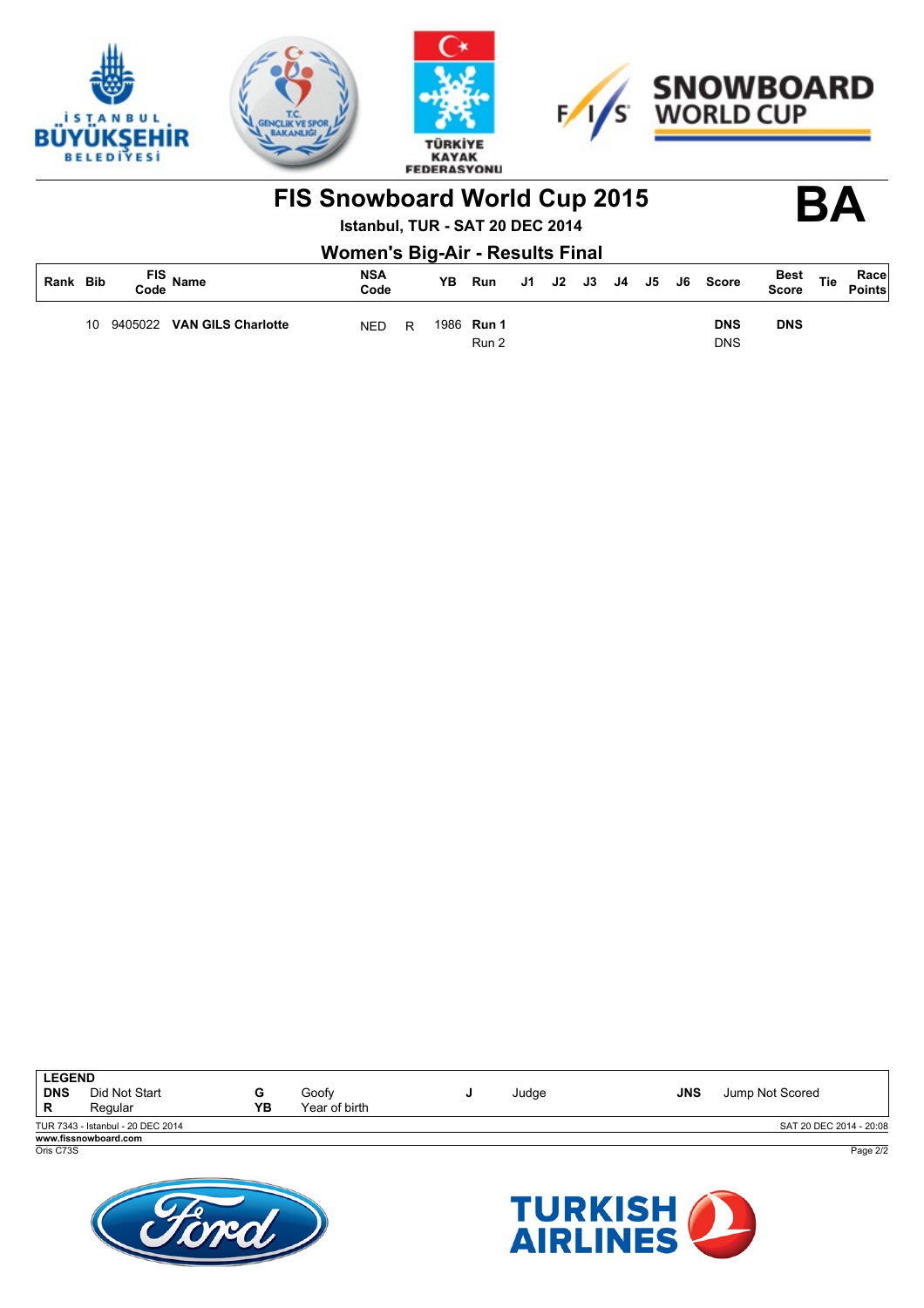# FIS Snowboard World Cup 2015

**BA**

**Istanbul, TUR - SAT 20 DEC 2014**

## Women's Big-Air - Results Final

| Rank | Bib | FIS Code | Name | NSA Code | | YB | Run | J1 | J2 | J3 | J4 | J5 | J6 | Score | Best Score | Tie | Race Points |
|---|---|---|---|---|---|---|---|---|---|---|---|---|---|---|---|---|---|
| | 10 | 9405022 | **VAN GILS Charlotte** | NED | R | 1986 | **Run 1** | | | | | | | **DNS** | **DNS** | | |
| | | | | | | | Run 2 | | | | | | | DNS | | | |

| LEGEND | | | | | | | |
|---|---|---|---|---|---|---|---|
| **DNS** | Did Not Start | **G** | Goofy | **J** | Judge | **JNS** | Jump Not Scored |
| **R** | Regular | **YB** | Year of birth | | | | |

TUR 7343 - Istanbul - 20 DEC 2014

SAT 20 DEC 2014 - 20:08

**www.fissnowboard.com**

Oris C73S